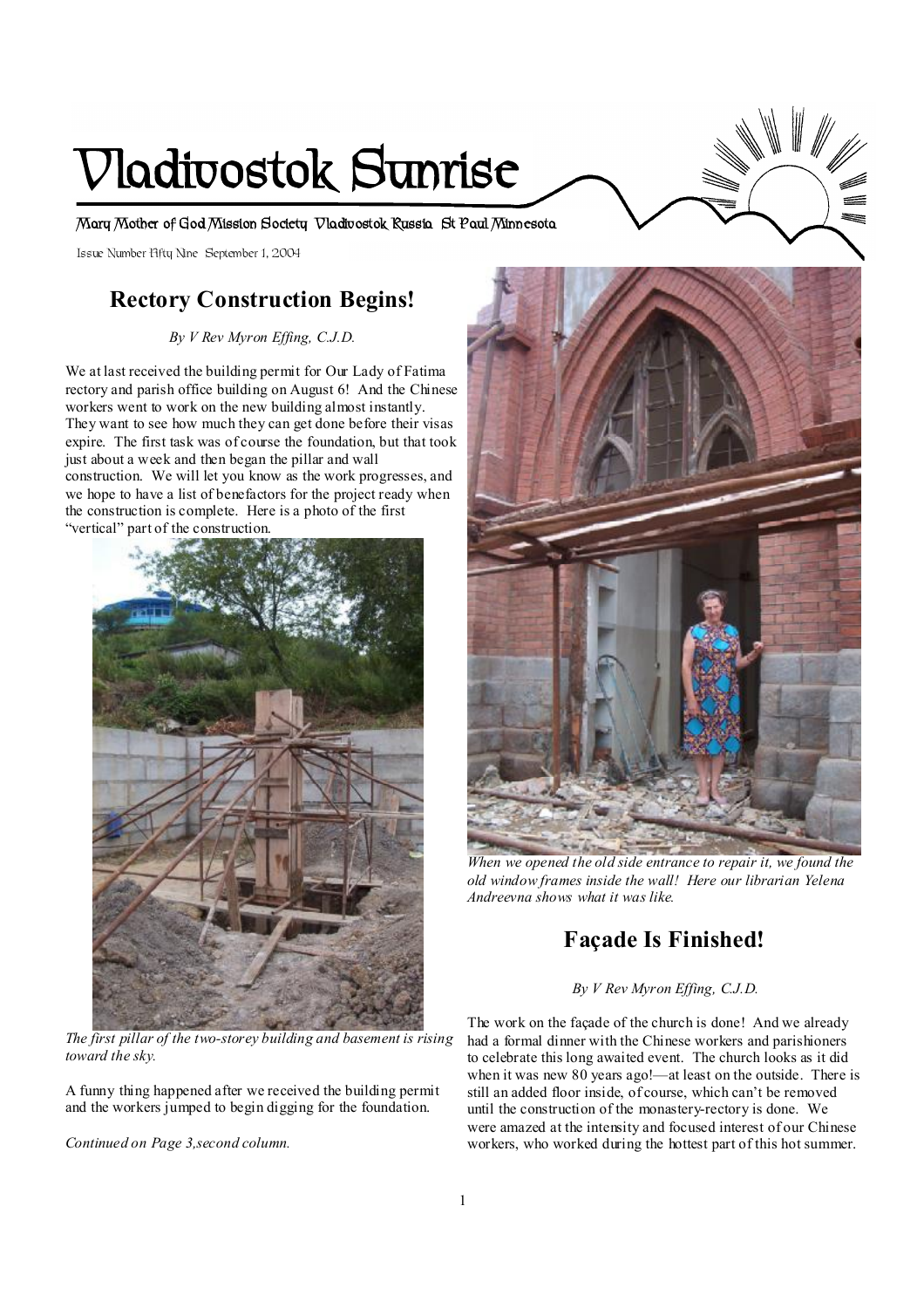# Vladivostok Sunrise

Mary Mother of God Mission Society Vladivostok Russia St Paul Minnesota

Issue Number Fifty Nine September 1, 2004

## Rectory Construction Begins!

*By V Rev Myron Effing, C.J.D.*

We at last received the building permit for Our Lady of Fatima rectory and parish office building on August 6! And the Chinese workers went to work on the new building almost instantly. They want to see how much they can get done before their visas expire. The first task was of course the foundation, but that took just about a week and then began the pillar and wall construction. We will let you know as the work progresses, and we hope to have a list of benefactors for the project ready when the construction is complete. Here is a photo of the first "vertical" part of the construction.

*The first pillar of the two-storey building and basement is rising toward the sky.*

A funny thing happened after we received the building permit and the workers jumped to begin digging for the foundation.

*Continued on Page 3, second column.*

*When we opened the old side entrance to repair it, we found the old window frames inside the wall! Here our librarian Yelena Andreevna shows what it was like.*

## Façade Is Finished!

*By V Rev Myron Effing, C.J.D.*

The work on the façade of the church is done! And we already had a formal dinner with the Chinese workers and parishioners to celebrate this long awaited event. The church looks as it did when it was new 80 years ago!—at least on the outside. There is still an added floor inside, of course, which can't be removed until the construction of the monastery-rectory is done. We were amazed at the intensity and focused interest of our Chinese workers, who worked during the hottest part of this hot summer.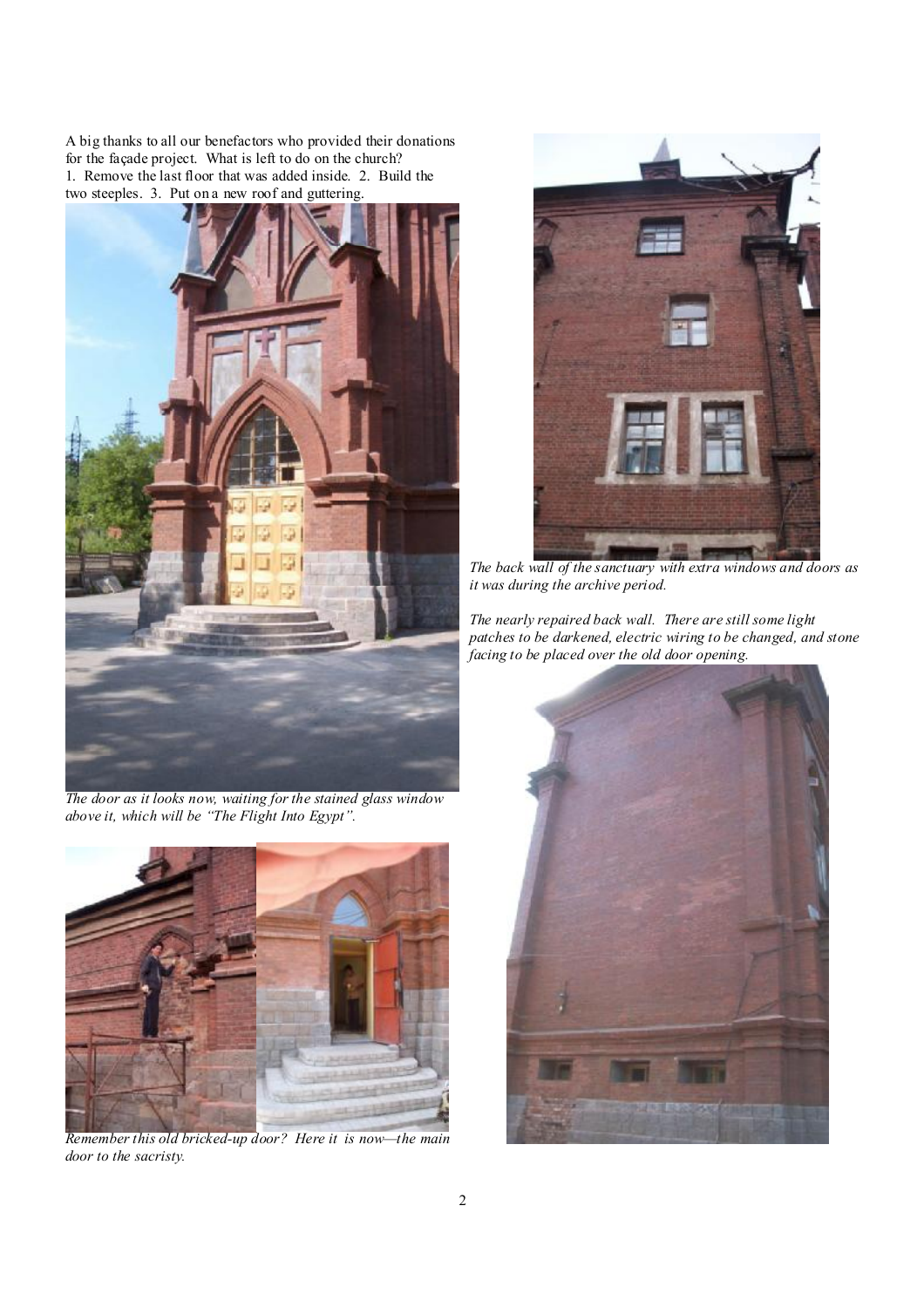A big thanks to all our benefactors who provided their donations for the façade project. What is left to do on the church?
1. Remove the last floor that was added inside. 2. Build the two steeples. 3. Put on a new roof and guttering.

*The door as it looks now, waiting for the stained glass window above it, which will be "The Flight Into Egypt".*

*Remember this old bricked-up door? Here it is now—the main door to the sacristy.*

*The back wall of the sanctuary with extra windows and doors as it was during the archive period.*

*The nearly repaired back wall. There are still some light patches to be darkened, electric wiring to be changed, and stone facing to be placed over the old door opening.*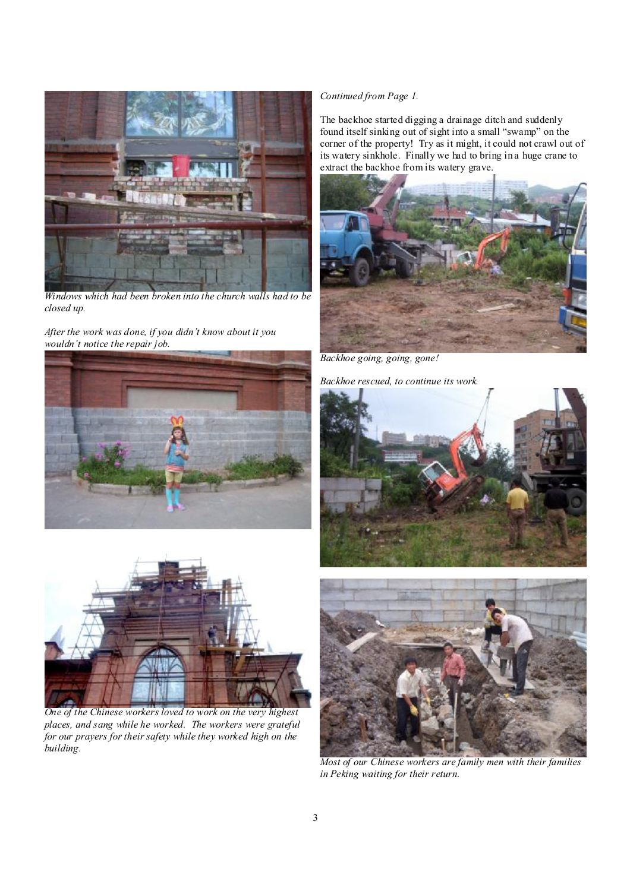*Windows which had been broken into the church walls had to be closed up.*

*After the work was done, if you didn't know about it you wouldn't notice the repair job.*

*One of the Chinese workers loved to work on the very highest places, and sang while he worked. The workers were grateful for our prayers for their safety while they worked high on the building.*

*Continued from Page 1.*

The backhoe started digging a drainage ditch and suddenly found itself sinking out of sight into a small "swamp" on the corner of the property! Try as it might, it could not crawl out of its watery sinkhole. Finally we had to bring in a huge crane to extract the backhoe from its watery grave.

*Backhoe going, going, gone!*

*Backhoe rescued, to continue its work.*

*Most of our Chinese workers are family men with their families in Peking waiting for their return.*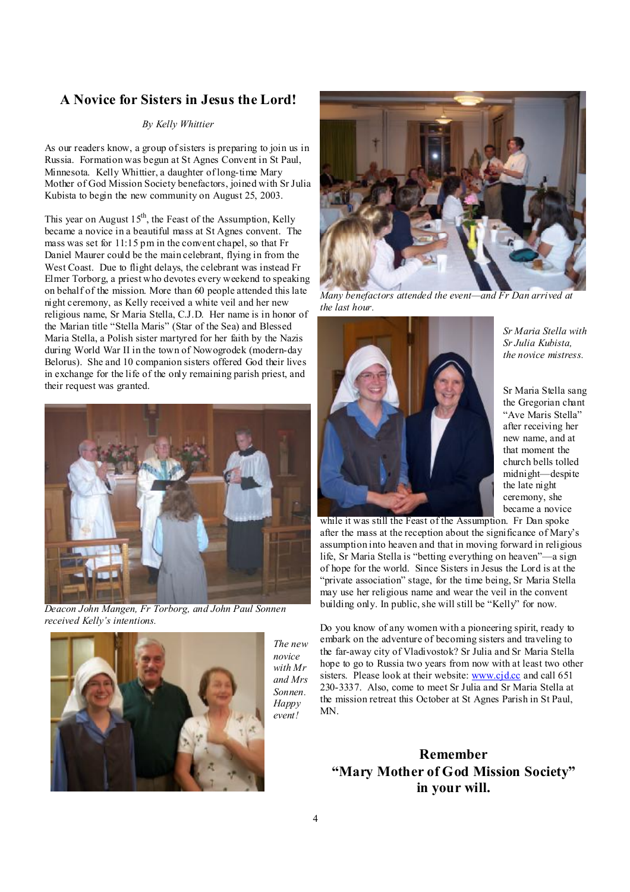## A Novice for Sisters in Jesus the Lord!

*By Kelly Whittier*

As our readers know, a group of sisters is preparing to join us in Russia. Formation was begun at St Agnes Convent in St Paul, Minnesota. Kelly Whittier, a daughter of long-time Mary Mother of God Mission Society benefactors, joined with Sr Julia Kubista to begin the new community on August 25, 2003.

This year on August 15th, the Feast of the Assumption, Kelly became a novice in a beautiful mass at St Agnes convent. The mass was set for 11:15 pm in the convent chapel, so that Fr Daniel Maurer could be the main celebrant, flying in from the West Coast. Due to flight delays, the celebrant was instead Fr Elmer Torborg, a priest who devotes every weekend to speaking on behalf of the mission. More than 60 people attended this late night ceremony, as Kelly received a white veil and her new religious name, Sr Maria Stella, C.J.D. Her name is in honor of the Marian title "Stella Maris" (Star of the Sea) and Blessed Maria Stella, a Polish sister martyred for her faith by the Nazis during World War II in the town of Nowogrodek (modern-day Belorus). She and 10 companion sisters offered God their lives in exchange for the life of the only remaining parish priest, and their request was granted.

*Deacon John Mangen, Fr Torborg, and John Paul Sonnen received Kelly's intentions.*

*The new novice with Mr and Mrs Sonnen. Happy event!*

*Many benefactors attended the event—and Fr Dan arrived at the last hour.*

*Sr Maria Stella with Sr Julia Kubista, the novice mistress.*

Sr Maria Stella sang the Gregorian chant "Ave Maris Stella" after receiving her new name, and at that moment the church bells tolled midnight—despite the late night ceremony, she became a novice while it was still the Feast of the Assumption. Fr Dan spoke after the mass at the reception about the significance of Mary's assumption into heaven and that in moving forward in religious life, Sr Maria Stella is "betting everything on heaven"—a sign of hope for the world. Since Sisters in Jesus the Lord is at the "private association" stage, for the time being, Sr Maria Stella may use her religious name and wear the veil in the convent building only. In public, she will still be "Kelly" for now.

Do you know of any women with a pioneering spirit, ready to embark on the adventure of becoming sisters and traveling to the far-away city of Vladivostok? Sr Julia and Sr Maria Stella hope to go to Russia two years from now with at least two other sisters. Please look at their website: www.cjd.cc and call 651 230-3337. Also, come to meet Sr Julia and Sr Maria Stella at the mission retreat this October at St Agnes Parish in St Paul, MN.

**Remember "Mary Mother of God Mission Society" in your will.**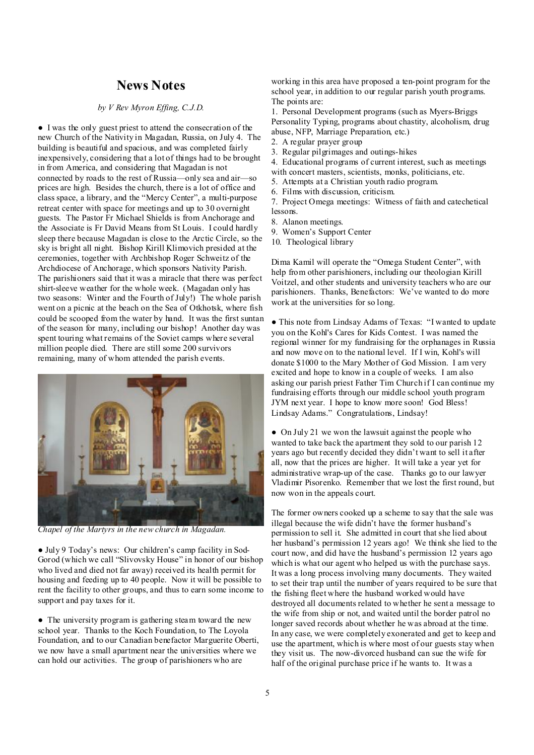## News Notes

*by V Rev Myron Effing, C.J.D.*

● I was the only guest priest to attend the consecration of the new Church of the Nativity in Magadan, Russia, on July 4. The building is beautiful and spacious, and was completed fairly inexpensively, considering that a lot of things had to be brought in from America, and considering that Magadan is not connected by roads to the rest of Russia—only sea and air—so prices are high. Besides the church, there is a lot of office and class space, a library, and the "Mercy Center", a multi-purpose retreat center with space for meetings and up to 30 overnight guests. The Pastor Fr Michael Shields is from Anchorage and the Associate is Fr David Means from St Louis. I could hardly sleep there because Magadan is close to the Arctic Circle, so the sky is bright all night. Bishop Kirill Klimovich presided at the ceremonies, together with Archbishop Roger Schweitz of the Archdiocese of Anchorage, which sponsors Nativity Parish. The parishioners said that it was a miracle that there was perfect shirt-sleeve weather for the whole week. (Magadan only has two seasons: Winter and the Fourth of July!) The whole parish went on a picnic at the beach on the Sea of Otkhotsk, where fish could be scooped from the water by hand. It was the first suntan of the season for many, including our bishop! Another day was spent touring what remains of the Soviet camps where several million people died. There are still some 200 survivors remaining, many of whom attended the parish events.

*Chapel of the Martyrs in the new church in Magadan.*

● July 9 Today's news: Our children's camp facility in Sod-Gorod (which we call "Slivovsky House" in honor of our bishop who lived and died not far away) received its health permit for housing and feeding up to 40 people. Now it will be possible to rent the facility to other groups, and thus to earn some income to support and pay taxes for it.

● The university program is gathering steam toward the new school year. Thanks to the Koch Foundation, to The Loyola Foundation, and to our Canadian benefactor Marguerite Oberti, we now have a small apartment near the universities where we can hold our activities. The group of parishioners who are working in this area have proposed a ten-point program for the school year, in addition to our regular parish youth programs. The points are:

1. Personal Development programs (such as Myers-Briggs Personality Typing, programs about chastity, alcoholism, drug abuse, NFP, Marriage Preparation, etc.)
2. A regular prayer group
3. Regular pilgrimages and outings-hikes
4. Educational programs of current interest, such as meetings with concert masters, scientists, monks, politicians, etc.
5. Attempts at a Christian youth radio program.
6. Films with discussion, criticism.
7. Project Omega meetings: Witness of faith and catechetical lessons.
8. Alanon meetings.
9. Women's Support Center
10. Theological library

Dima Kamil will operate the "Omega Student Center", with help from other parishioners, including our theologian Kirill Voitzel, and other students and university teachers who are our parishioners. Thanks, Benefactors: We've wanted to do more work at the universities for so long.

● This note from Lindsay Adams of Texas: "I wanted to update you on the Kohl's Cares for Kids Contest. I was named the regional winner for my fundraising for the orphanages in Russia and now move on to the national level. If I win, Kohl's will donate $1000 to the Mary Mother of God Mission. I am very excited and hope to know in a couple of weeks. I am also asking our parish priest Father Tim Church if I can continue my fundraising efforts through our middle school youth program JYM next year. I hope to know more soon! God Bless! Lindsay Adams." Congratulations, Lindsay!

● On July 21 we won the lawsuit against the people who wanted to take back the apartment they sold to our parish 12 years ago but recently decided they didn't want to sell it after all, now that the prices are higher. It will take a year yet for administrative wrap-up of the case. Thanks go to our lawyer Vladimir Pisorenko. Remember that we lost the first round, but now won in the appeals court.

The former owners cooked up a scheme to say that the sale was illegal because the wife didn't have the former husband's permission to sell it. She admitted in court that she lied about her husband's permission 12 years ago! We think she lied to the court now, and did have the husband's permission 12 years ago which is what our agent who helped us with the purchase says. It was a long process involving many documents. They waited to set their trap until the number of years required to be sure that the fishing fleet where the husband worked would have destroyed all documents related to whether he sent a message to the wife from ship or not, and waited until the border patrol no longer saved records about whether he was abroad at the time. In any case, we were completely exonerated and get to keep and use the apartment, which is where most of our guests stay when they visit us. The now-divorced husband can sue the wife for half of the original purchase price if he wants to. It was a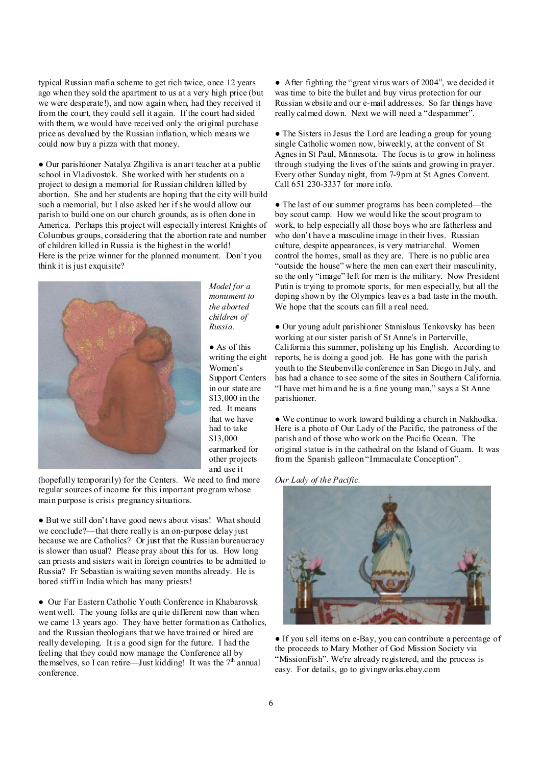typical Russian mafia scheme to get rich twice, once 12 years ago when they sold the apartment to us at a very high price (but we were desperate!), and now again when, had they received it from the court, they could sell it again. If the court had sided with them, we would have received only the original purchase price as devalued by the Russian inflation, which means we could now buy a pizza with that money.

● Our parishioner Natalya Zhgiliva is an art teacher at a public school in Vladivostok. She worked with her students on a project to design a memorial for Russian children killed by abortion. She and her students are hoping that the city will build such a memorial, but I also asked her if she would allow our parish to build one on our church grounds, as is often done in America. Perhaps this project will especially interest Knights of Columbus groups, considering that the abortion rate and number of children killed in Russia is the highest in the world! Here is the prize winner for the planned monument. Don't you think it is just exquisite?

*Model for a monument to the aborted children of Russia.*

● As of this writing the eight Women's Support Centers in our state are $13,000 in the red. It means that we have had to take $13,000 earmarked for other projects and use it (hopefully temporarily) for the Centers. We need to find more regular sources of income for this important program whose main purpose is crisis pregnancy situations.

● But we still don't have good news about visas! What should we conclude?—that there really is an on-purpose delay just because we are Catholics? Or just that the Russian bureaucracy is slower than usual? Please pray about this for us. How long can priests and sisters wait in foreign countries to be admitted to Russia? Fr Sebastian is waiting seven months already. He is bored stiff in India which has many priests!

● Our Far Eastern Catholic Youth Conference in Khabarovsk went well. The young folks are quite different now than when we came 13 years ago. They have better formation as Catholics, and the Russian theologians that we have trained or hired are really developing. It is a good sign for the future. I had the feeling that they could now manage the Conference all by themselves, so I can retire—Just kidding! It was the 7th annual conference.

● After fighting the "great virus wars of 2004", we decided it was time to bite the bullet and buy virus protection for our Russian website and our e-mail addresses. So far things have really calmed down. Next we will need a "despammer".

● The Sisters in Jesus the Lord are leading a group for young single Catholic women now, biweekly, at the convent of St Agnes in St Paul, Minnesota. The focus is to grow in holiness through studying the lives of the saints and growing in prayer. Every other Sunday night, from 7-9pm at St Agnes Convent. Call 651 230-3337 for more info.

● The last of our summer programs has been completed—the boy scout camp. How we would like the scout program to work, to help especially all those boys who are fatherless and who don't have a masculine image in their lives. Russian culture, despite appearances, is very matriarchal. Women control the homes, small as they are. There is no public area "outside the house" where the men can exert their masculinity, so the only "image" left for men is the military. Now President Putin is trying to promote sports, for men especially, but all the doping shown by the Olympics leaves a bad taste in the mouth. We hope that the scouts can fill a real need.

● Our young adult parishioner Stanislaus Tenkovsky has been working at our sister parish of St Anne's in Porterville, California this summer, polishing up his English. According to reports, he is doing a good job. He has gone with the parish youth to the Steubenville conference in San Diego in July, and has had a chance to see some of the sites in Southern California. "I have met him and he is a fine young man," says a St Anne parishioner.

● We continue to work toward building a church in Nakhodka. Here is a photo of Our Lady of the Pacific, the patroness of the parish and of those who work on the Pacific Ocean. The original statue is in the cathedral on the Island of Guam. It was from the Spanish galleon "Immaculate Conception".

*Our Lady of the Pacific.*

● If you sell items on e-Bay, you can contribute a percentage of the proceeds to Mary Mother of God Mission Society via "MissionFish". We're already registered, and the process is easy. For details, go to givingworks.ebay.com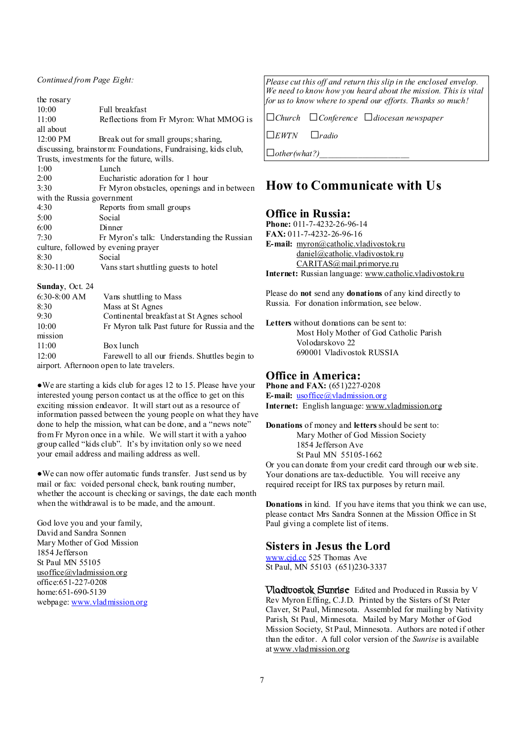*Continued from Page Eight:*

the rosary

10:00 Full breakfast

11:00 Reflections from Fr Myron: What MMOG is all about

12:00 PM Break out for small groups; sharing, discussing, brainstorm: Foundations, Fundraising, kids club, Trusts, investments for the future, wills.

1:00 Lunch

2:00 Eucharistic adoration for 1 hour

3:30 Fr Myron obstacles, openings and in between with the Russia government

4:30 Reports from small groups

5:00 Social

6:00 Dinner

7:30 Fr Myron's talk: Understanding the Russian culture, followed by evening prayer

8:30 Social

8:30-11:00 Vans start shuttling guests to hotel

**Sunday**, Oct. 24

6:30-8:00 AM Vans shuttling to Mass

8:30 Mass at St Agnes

9:30 Continental breakfast at St Agnes school

10:00 Fr Myron talk Past future for Russia and the mission

11:00 Box lunch

12:00 Farewell to all our friends. Shuttles begin to airport. Afternoon open to late travelers.

● We are starting a kids club for ages 12 to 15. Please have your interested young person contact us at the office to get on this exciting mission endeavor. It will start out as a resource of information passed between the young people on what they have done to help the mission, what can be done, and a "news note" from Fr Myron once in a while. We will start it with a yahoo group called "kids club". It's by invitation only so we need your email address and mailing address as well.

● We can now offer automatic funds transfer. Just send us by mail or fax: voided personal check, bank routing number, whether the account is checking or savings, the date each month when the withdrawal is to be made, and the amount.

God love you and your family,
David and Sandra Sonnen
Mary Mother of God Mission
1854 Jefferson
St Paul MN 55105
usoffice@vladmission.org
office:651-227-0208
home:651-690-5139
webpage: www.vladmission.org

---

*Please cut this off and return this slip in the enclosed envelop. We need to know how you heard about the mission. This is vital for us to know where to spend our efforts. Thanks so much!*

☐ *Church* ☐ *Conference* ☐ *diocesan newspaper*

☐ *EWTN* ☐ *radio*

☐ *other (what?)*____________________

---

# How to Communicate with Us

## Office in Russia:

**Phone:** 011-7-4232-26-96-14
**FAX:** 011-7-4232-26-96-16
**E-mail:** myron@catholic.vladivostok.ru
daniel@catholic.vladivostok.ru
CARITAS@mail.primorye.ru
**Internet:** Russian language: www.catholic.vladivostok.ru

Please do **not** send any **donations** of any kind directly to Russia. For donation information, see below.

**Letters** without donations can be sent to:
Most Holy Mother of God Catholic Parish
Volodarskovo 22
690001 Vladivostok RUSSIA

## Office in America:

**Phone and FAX:** (651)227-0208
**E-mail:** usoffice@vladmission.org
**Internet:** English language: www.vladmission.org

**Donations** of money and **letters** should be sent to:
Mary Mother of God Mission Society
1854 Jefferson Ave
St Paul MN 55105-1662

Or you can donate from your credit card through our web site. Your donations are tax-deductible. You will receive any required receipt for IRS tax purposes by return mail.

**Donations** in kind. If you have items that you think we can use, please contact Mrs Sandra Sonnen at the Mission Office in St Paul giving a complete list of items.

## Sisters in Jesus the Lord

www.cjd.cc 525 Thomas Ave
St Paul, MN 55103 (651)230-3337

**Vladivostok Sunrise** Edited and Produced in Russia by V Rev Myron Effing, C.J.D. Printed by the Sisters of St Peter Claver, St Paul, Minnesota. Assembled for mailing by Nativity Parish, St Paul, Minnesota. Mailed by Mary Mother of God Mission Society, St Paul, Minnesota. Authors are noted if other than the editor. A full color version of the *Sunrise* is available at www.vladmission.org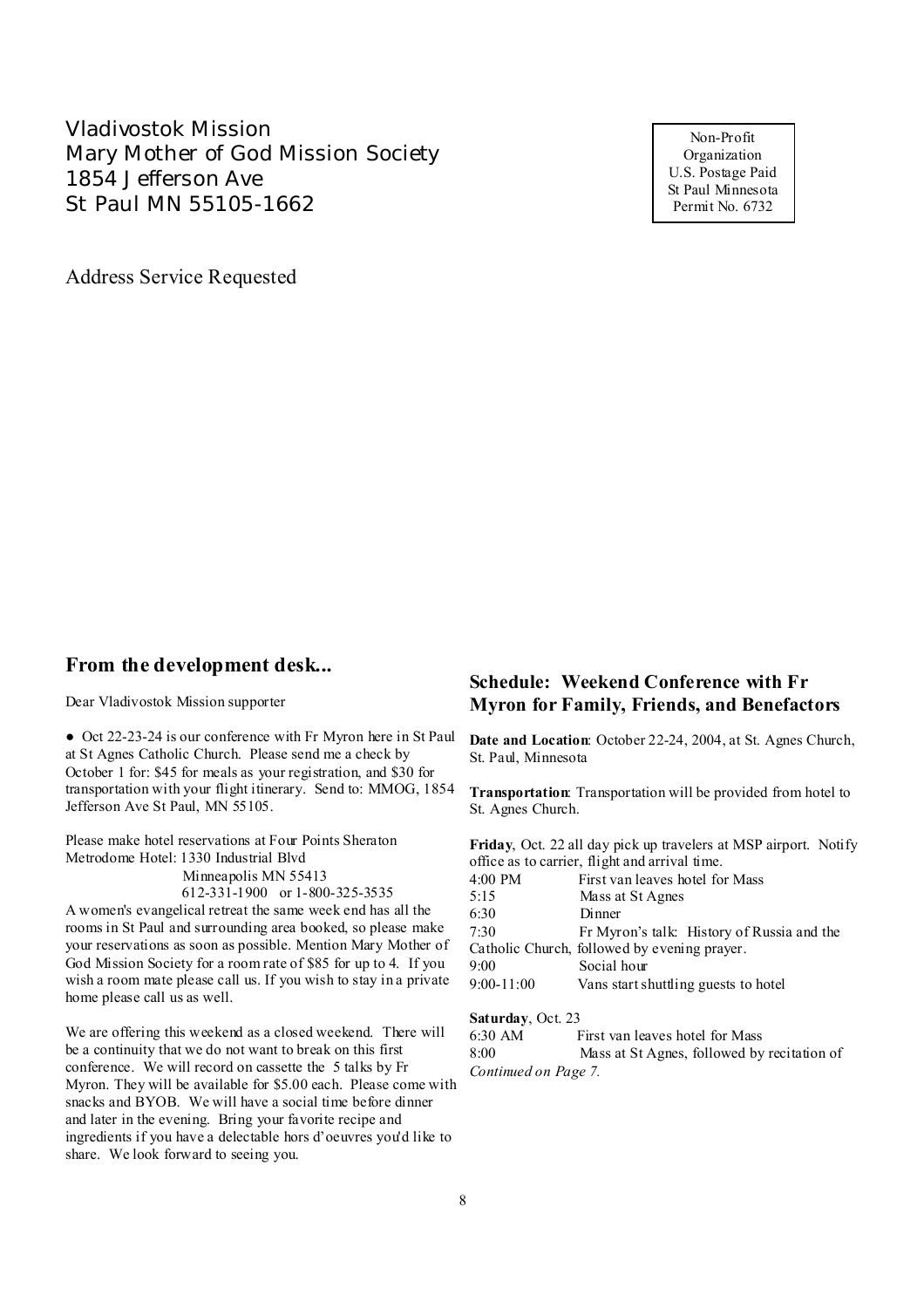Vladivostok Mission
Mary Mother of God Mission Society
1854 Jefferson Ave
St Paul MN 55105-1662

Non-Profit
Organization
U.S. Postage Paid
St Paul Minnesota
Permit No. 6732

Address Service Requested

## From the development desk...

Dear Vladivostok Mission supporter

- Oct 22-23-24 is our conference with Fr Myron here in St Paul at St Agnes Catholic Church. Please send me a check by October 1 for: $45 for meals as your registration, and $30 for transportation with your flight itinerary. Send to: MMOG, 1854 Jefferson Ave St Paul, MN 55105.

Please make hotel reservations at Four Points Sheraton Metrodome Hotel: 1330 Industrial Blvd
Minneapolis MN 55413
612-331-1900 or 1-800-325-3535

A women's evangelical retreat the same week end has all the rooms in St Paul and surrounding area booked, so please make your reservations as soon as possible. Mention Mary Mother of God Mission Society for a room rate of $85 for up to 4. If you wish a room mate please call us. If you wish to stay in a private home please call us as well.

We are offering this weekend as a closed weekend. There will be a continuity that we do not want to break on this first conference. We will record on cassette the 5 talks by Fr Myron. They will be available for $5.00 each. Please come with snacks and BYOB. We will have a social time before dinner and later in the evening. Bring your favorite recipe and ingredients if you have a delectable hors d'oeuvres you'd like to share. We look forward to seeing you.

## Schedule: Weekend Conference with Fr Myron for Family, Friends, and Benefactors

**Date and Location**: October 22-24, 2004, at St. Agnes Church, St. Paul, Minnesota

**Transportation**: Transportation will be provided from hotel to St. Agnes Church.

**Friday**, Oct. 22 all day pick up travelers at MSP airport. Notify office as to carrier, flight and arrival time.

4:00 PM First van leaves hotel for Mass
5:15 Mass at St Agnes
6:30 Dinner
7:30 Fr Myron's talk: History of Russia and the Catholic Church, followed by evening prayer.
9:00 Social hour
9:00-11:00 Vans start shuttling guests to hotel

**Saturday**, Oct. 23

6:30 AM First van leaves hotel for Mass
8:00 Mass at St Agnes, followed by recitation of

*Continued on Page 7.*